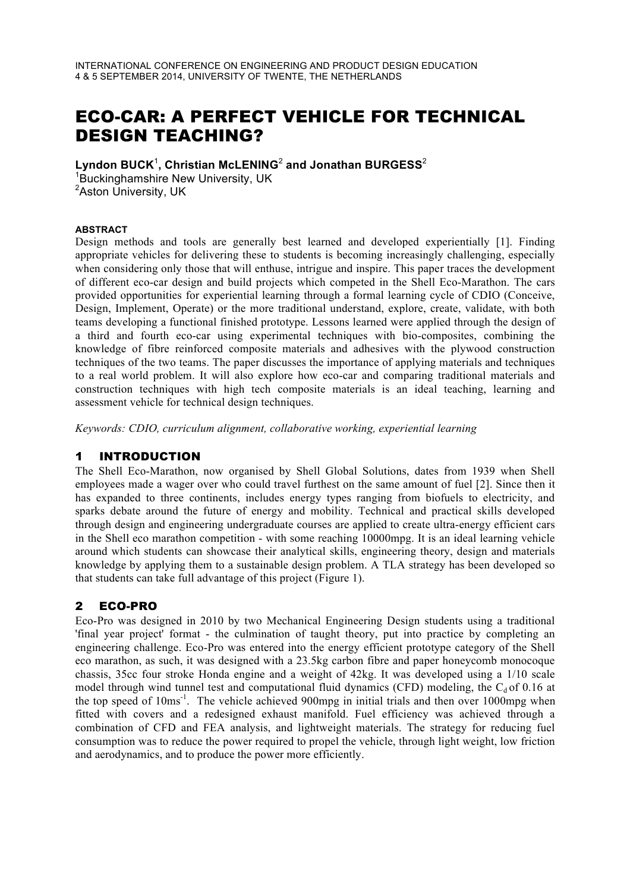INTERNATIONAL CONFERENCE ON ENGINEERING AND PRODUCT DESIGN EDUCATION
4 & 5 SEPTEMBER 2014, UNIVERSITY OF TWENTE, THE NETHERLANDS

# ECO-CAR: A PERFECT VEHICLE FOR TECHNICAL DESIGN TEACHING?

**Lyndon BUCK**[1], **Christian McLENING**[2] **and Jonathan BURGESS**[2]

[1]Buckinghamshire New University, UK
[2]Aston University, UK

**ABSTRACT**

Design methods and tools are generally best learned and developed experientially [1]. Finding appropriate vehicles for delivering these to students is becoming increasingly challenging, especially when considering only those that will enthuse, intrigue and inspire. This paper traces the development of different eco-car design and build projects which competed in the Shell Eco-Marathon. The cars provided opportunities for experiential learning through a formal learning cycle of CDIO (Conceive, Design, Implement, Operate) or the more traditional understand, explore, create, validate, with both teams developing a functional finished prototype. Lessons learned were applied through the design of a third and fourth eco-car using experimental techniques with bio-composites, combining the knowledge of fibre reinforced composite materials and adhesives with the plywood construction techniques of the two teams. The paper discusses the importance of applying materials and techniques to a real world problem. It will also explore how eco-car and comparing traditional materials and construction techniques with high tech composite materials is an ideal teaching, learning and assessment vehicle for technical design techniques.

*Keywords: CDIO, curriculum alignment, collaborative working, experiential learning*

## 1 INTRODUCTION

The Shell Eco-Marathon, now organised by Shell Global Solutions, dates from 1939 when Shell employees made a wager over who could travel furthest on the same amount of fuel [2]. Since then it has expanded to three continents, includes energy types ranging from biofuels to electricity, and sparks debate around the future of energy and mobility. Technical and practical skills developed through design and engineering undergraduate courses are applied to create ultra-energy efficient cars in the Shell eco marathon competition - with some reaching 10000mpg. It is an ideal learning vehicle around which students can showcase their analytical skills, engineering theory, design and materials knowledge by applying them to a sustainable design problem. A TLA strategy has been developed so that students can take full advantage of this project (Figure 1).

## 2 ECO-PRO

Eco-Pro was designed in 2010 by two Mechanical Engineering Design students using a traditional 'final year project' format - the culmination of taught theory, put into practice by completing an engineering challenge. Eco-Pro was entered into the energy efficient prototype category of the Shell eco marathon, as such, it was designed with a 23.5kg carbon fibre and paper honeycomb monocoque chassis, 35cc four stroke Honda engine and a weight of 42kg. It was developed using a 1/10 scale model through wind tunnel test and computational fluid dynamics (CFD) modeling, the $C_d$ of 0.16 at the top speed of $10ms^{-1}$. The vehicle achieved 900mpg in initial trials and then over 1000mpg when fitted with covers and a redesigned exhaust manifold. Fuel efficiency was achieved through a combination of CFD and FEA analysis, and lightweight materials. The strategy for reducing fuel consumption was to reduce the power required to propel the vehicle, through light weight, low friction and aerodynamics, and to produce the power more efficiently.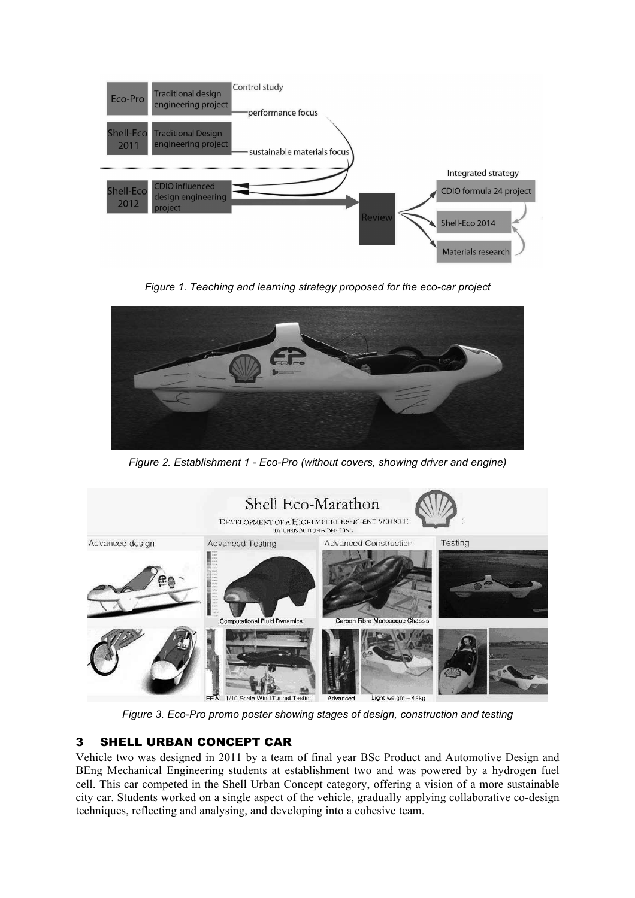*Figure 1. Teaching and learning strategy proposed for the eco-car project*

*Figure 2. Establishment 1 - Eco-Pro (without covers, showing driver and engine)*

*Figure 3. Eco-Pro promo poster showing stages of design, construction and testing*

## 3 SHELL URBAN CONCEPT CAR

Vehicle two was designed in 2011 by a team of final year BSc Product and Automotive Design and BEng Mechanical Engineering students at establishment two and was powered by a hydrogen fuel cell. This car competed in the Shell Urban Concept category, offering a vision of a more sustainable city car. Students worked on a single aspect of the vehicle, gradually applying collaborative co-design techniques, reflecting and analysing, and developing into a cohesive team.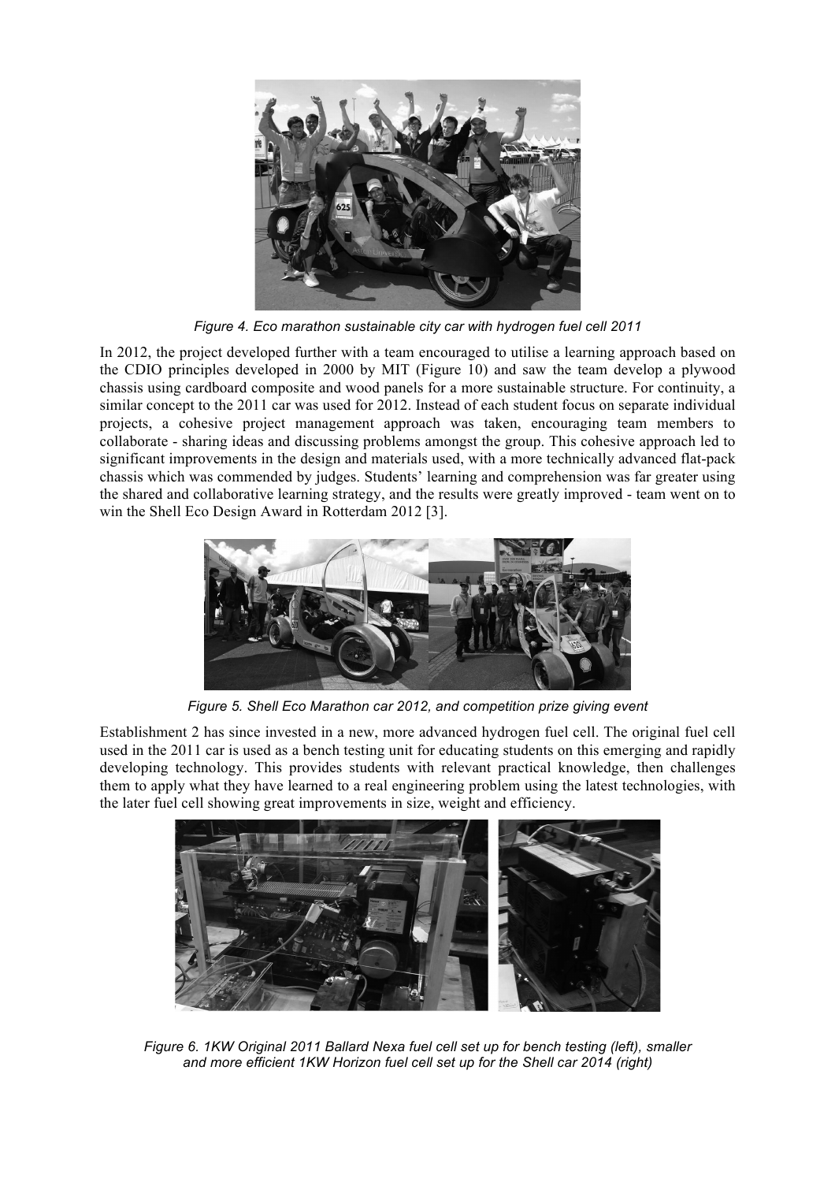*Figure 4. Eco marathon sustainable city car with hydrogen fuel cell 2011*

In 2012, the project developed further with a team encouraged to utilise a learning approach based on the CDIO principles developed in 2000 by MIT (Figure 10) and saw the team develop a plywood chassis using cardboard composite and wood panels for a more sustainable structure. For continuity, a similar concept to the 2011 car was used for 2012. Instead of each student focus on separate individual projects, a cohesive project management approach was taken, encouraging team members to collaborate - sharing ideas and discussing problems amongst the group. This cohesive approach led to significant improvements in the design and materials used, with a more technically advanced flat-pack chassis which was commended by judges. Students' learning and comprehension was far greater using the shared and collaborative learning strategy, and the results were greatly improved - team went on to win the Shell Eco Design Award in Rotterdam 2012 [3].

*Figure 5. Shell Eco Marathon car 2012, and competition prize giving event*

Establishment 2 has since invested in a new, more advanced hydrogen fuel cell. The original fuel cell used in the 2011 car is used as a bench testing unit for educating students on this emerging and rapidly developing technology. This provides students with relevant practical knowledge, then challenges them to apply what they have learned to a real engineering problem using the latest technologies, with the later fuel cell showing great improvements in size, weight and efficiency.

*Figure 6. 1KW Original 2011 Ballard Nexa fuel cell set up for bench testing (left), smaller and more efficient 1KW Horizon fuel cell set up for the Shell car 2014 (right)*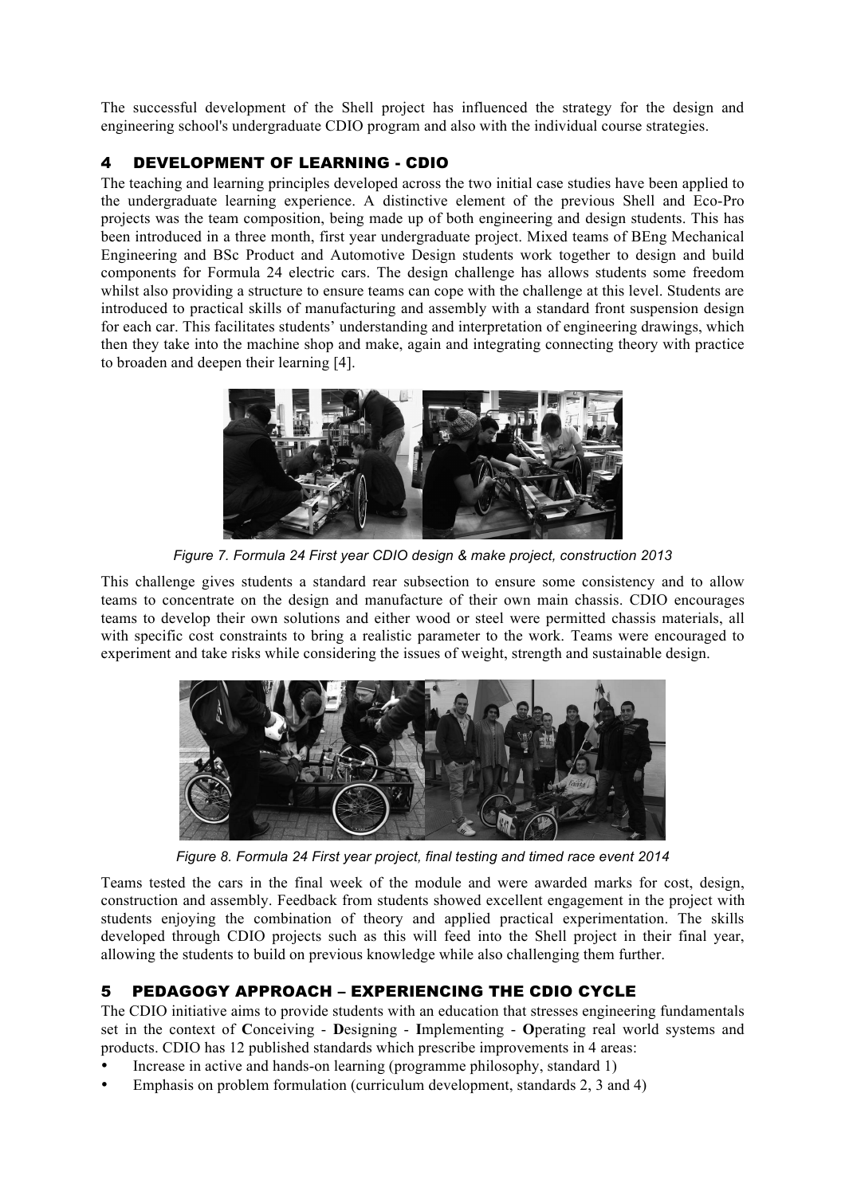The successful development of the Shell project has influenced the strategy for the design and engineering school's undergraduate CDIO program and also with the individual course strategies.

## 4 DEVELOPMENT OF LEARNING - CDIO

The teaching and learning principles developed across the two initial case studies have been applied to the undergraduate learning experience. A distinctive element of the previous Shell and Eco-Pro projects was the team composition, being made up of both engineering and design students. This has been introduced in a three month, first year undergraduate project. Mixed teams of BEng Mechanical Engineering and BSc Product and Automotive Design students work together to design and build components for Formula 24 electric cars. The design challenge has allows students some freedom whilst also providing a structure to ensure teams can cope with the challenge at this level. Students are introduced to practical skills of manufacturing and assembly with a standard front suspension design for each car. This facilitates students' understanding and interpretation of engineering drawings, which then they take into the machine shop and make, again and integrating connecting theory with practice to broaden and deepen their learning [4].

*Figure 7. Formula 24 First year CDIO design & make project, construction 2013*

This challenge gives students a standard rear subsection to ensure some consistency and to allow teams to concentrate on the design and manufacture of their own main chassis. CDIO encourages teams to develop their own solutions and either wood or steel were permitted chassis materials, all with specific cost constraints to bring a realistic parameter to the work. Teams were encouraged to experiment and take risks while considering the issues of weight, strength and sustainable design.

*Figure 8. Formula 24 First year project, final testing and timed race event 2014*

Teams tested the cars in the final week of the module and were awarded marks for cost, design, construction and assembly. Feedback from students showed excellent engagement in the project with students enjoying the combination of theory and applied practical experimentation. The skills developed through CDIO projects such as this will feed into the Shell project in their final year, allowing the students to build on previous knowledge while also challenging them further.

## 5 PEDAGOGY APPROACH – EXPERIENCING THE CDIO CYCLE

The CDIO initiative aims to provide students with an education that stresses engineering fundamentals set in the context of **C**onceiving - **D**esigning - **I**mplementing - **O**perating real world systems and products. CDIO has 12 published standards which prescribe improvements in 4 areas:

- Increase in active and hands-on learning (programme philosophy, standard 1)
- Emphasis on problem formulation (curriculum development, standards 2, 3 and 4)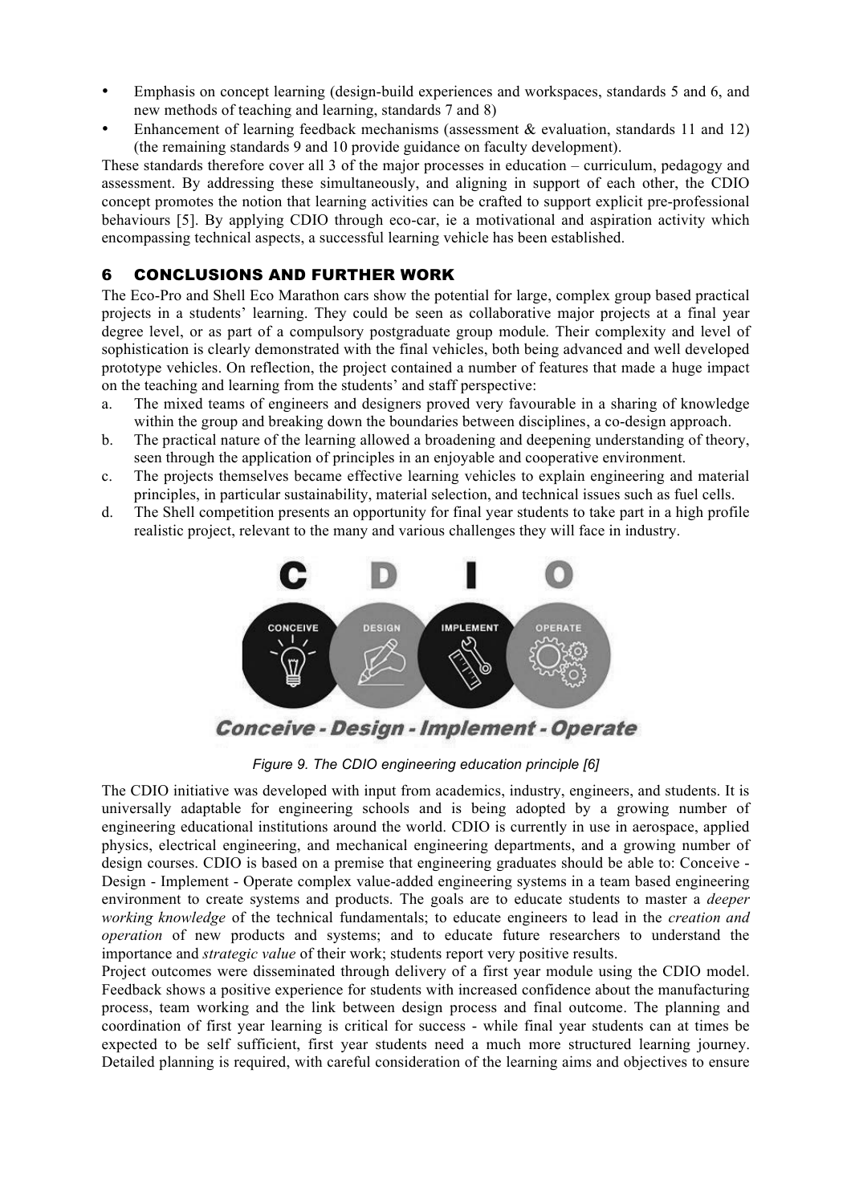- Emphasis on concept learning (design-build experiences and workspaces, standards 5 and 6, and new methods of teaching and learning, standards 7 and 8)
- Enhancement of learning feedback mechanisms (assessment & evaluation, standards 11 and 12) (the remaining standards 9 and 10 provide guidance on faculty development).

These standards therefore cover all 3 of the major processes in education – curriculum, pedagogy and assessment. By addressing these simultaneously, and aligning in support of each other, the CDIO concept promotes the notion that learning activities can be crafted to support explicit pre-professional behaviours [5]. By applying CDIO through eco-car, ie a motivational and aspiration activity which encompassing technical aspects, a successful learning vehicle has been established.

## 6 CONCLUSIONS AND FURTHER WORK

The Eco-Pro and Shell Eco Marathon cars show the potential for large, complex group based practical projects in a students' learning. They could be seen as collaborative major projects at a final year degree level, or as part of a compulsory postgraduate group module. Their complexity and level of sophistication is clearly demonstrated with the final vehicles, both being advanced and well developed prototype vehicles. On reflection, the project contained a number of features that made a huge impact on the teaching and learning from the students' and staff perspective:

a. The mixed teams of engineers and designers proved very favourable in a sharing of knowledge within the group and breaking down the boundaries between disciplines, a co-design approach.
b. The practical nature of the learning allowed a broadening and deepening understanding of theory, seen through the application of principles in an enjoyable and cooperative environment.
c. The projects themselves became effective learning vehicles to explain engineering and material principles, in particular sustainability, material selection, and technical issues such as fuel cells.
d. The Shell competition presents an opportunity for final year students to take part in a high profile realistic project, relevant to the many and various challenges they will face in industry.

*Figure 9. The CDIO engineering education principle [6]*

The CDIO initiative was developed with input from academics, industry, engineers, and students. It is universally adaptable for engineering schools and is being adopted by a growing number of engineering educational institutions around the world. CDIO is currently in use in aerospace, applied physics, electrical engineering, and mechanical engineering departments, and a growing number of design courses. CDIO is based on a premise that engineering graduates should be able to: Conceive - Design - Implement - Operate complex value-added engineering systems in a team based engineering environment to create systems and products. The goals are to educate students to master a *deeper working knowledge* of the technical fundamentals; to educate engineers to lead in the *creation and operation* of new products and systems; and to educate future researchers to understand the importance and *strategic value* of their work; students report very positive results.

Project outcomes were disseminated through delivery of a first year module using the CDIO model. Feedback shows a positive experience for students with increased confidence about the manufacturing process, team working and the link between design process and final outcome. The planning and coordination of first year learning is critical for success - while final year students can at times be expected to be self sufficient, first year students need a much more structured learning journey. Detailed planning is required, with careful consideration of the learning aims and objectives to ensure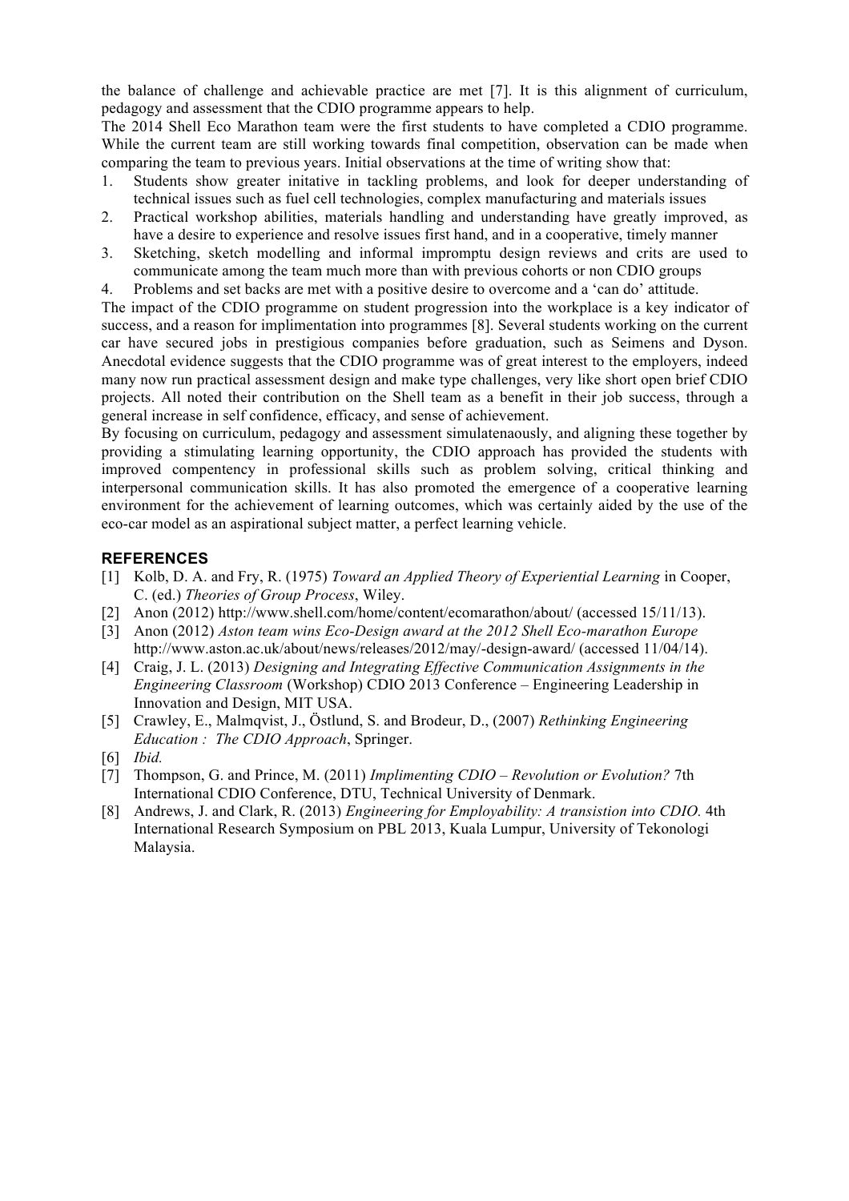the balance of challenge and achievable practice are met [7]. It is this alignment of curriculum, pedagogy and assessment that the CDIO programme appears to help.

The 2014 Shell Eco Marathon team were the first students to have completed a CDIO programme. While the current team are still working towards final competition, observation can be made when comparing the team to previous years. Initial observations at the time of writing show that:

1. Students show greater initative in tackling problems, and look for deeper understanding of technical issues such as fuel cell technologies, complex manufacturing and materials issues
2. Practical workshop abilities, materials handling and understanding have greatly improved, as have a desire to experience and resolve issues first hand, and in a cooperative, timely manner
3. Sketching, sketch modelling and informal impromptu design reviews and crits are used to communicate among the team much more than with previous cohorts or non CDIO groups
4. Problems and set backs are met with a positive desire to overcome and a 'can do' attitude.

The impact of the CDIO programme on student progression into the workplace is a key indicator of success, and a reason for implimentation into programmes [8]. Several students working on the current car have secured jobs in prestigious companies before graduation, such as Seimens and Dyson. Anecdotal evidence suggests that the CDIO programme was of great interest to the employers, indeed many now run practical assessment design and make type challenges, very like short open brief CDIO projects. All noted their contribution on the Shell team as a benefit in their job success, through a general increase in self confidence, efficacy, and sense of achievement.

By focusing on curriculum, pedagogy and assessment simulatenaously, and aligning these together by providing a stimulating learning opportunity, the CDIO approach has provided the students with improved compentency in professional skills such as problem solving, critical thinking and interpersonal communication skills. It has also promoted the emergence of a cooperative learning environment for the achievement of learning outcomes, which was certainly aided by the use of the eco-car model as an aspirational subject matter, a perfect learning vehicle.

## REFERENCES

[1] Kolb, D. A. and Fry, R. (1975) *Toward an Applied Theory of Experiential Learning* in Cooper, C. (ed.) *Theories of Group Process*, Wiley.

[2] Anon (2012) http://www.shell.com/home/content/ecomarathon/about/ (accessed 15/11/13).

[3] Anon (2012) *Aston team wins Eco-Design award at the 2012 Shell Eco-marathon Europe* http://www.aston.ac.uk/about/news/releases/2012/may/-design-award/ (accessed 11/04/14).

[4] Craig, J. L. (2013) *Designing and Integrating Effective Communication Assignments in the Engineering Classroom* (Workshop) CDIO 2013 Conference – Engineering Leadership in Innovation and Design, MIT USA.

[5] Crawley, E., Malmqvist, J., Östlund, S. and Brodeur, D., (2007) *Rethinking Engineering Education : The CDIO Approach*, Springer.

[6] *Ibid.*

[7] Thompson, G. and Prince, M. (2011) *Implimenting CDIO – Revolution or Evolution?* 7th International CDIO Conference, DTU, Technical University of Denmark.

[8] Andrews, J. and Clark, R. (2013) *Engineering for Employability: A transistion into CDIO.* 4th International Research Symposium on PBL 2013, Kuala Lumpur, University of Tekonologi Malaysia.